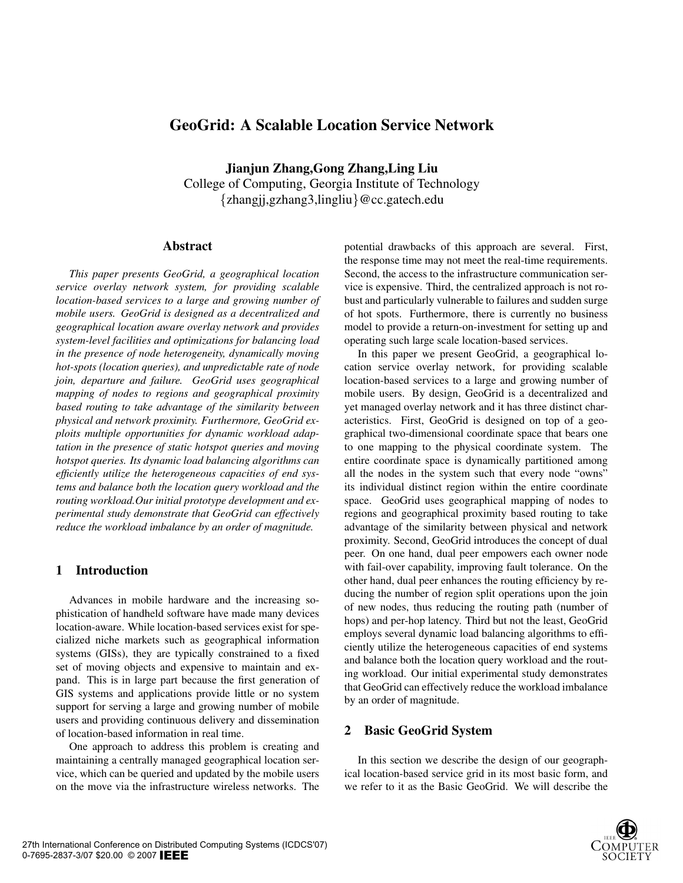# GeoGrid: A Scalable Location Service Network

**Jianjun Zhang,Gong Zhang,Ling Liu**
College of Computing, Georgia Institute of Technology
{zhangjj,gzhang3,lingliu}@cc.gatech.edu

## Abstract

*This paper presents GeoGrid, a geographical location service overlay network system, for providing scalable location-based services to a large and growing number of mobile users. GeoGrid is designed as a decentralized and geographical location aware overlay network and provides system-level facilities and optimizations for balancing load in the presence of node heterogeneity, dynamically moving hot-spots (location queries), and unpredictable rate of node join, departure and failure. GeoGrid uses geographical mapping of nodes to regions and geographical proximity based routing to take advantage of the similarity between physical and network proximity. Furthermore, GeoGrid exploits multiple opportunities for dynamic workload adaptation in the presence of static hotspot queries and moving hotspot queries. Its dynamic load balancing algorithms can efficiently utilize the heterogeneous capacities of end systems and balance both the location query workload and the routing workload.Our initial prototype development and experimental study demonstrate that GeoGrid can effectively reduce the workload imbalance by an order of magnitude.*

## 1 Introduction

Advances in mobile hardware and the increasing sophistication of handheld software have made many devices location-aware. While location-based services exist for specialized niche markets such as geographical information systems (GISs), they are typically constrained to a fixed set of moving objects and expensive to maintain and expand. This is in large part because the first generation of GIS systems and applications provide little or no system support for serving a large and growing number of mobile users and providing continuous delivery and dissemination of location-based information in real time.

One approach to address this problem is creating and maintaining a centrally managed geographical location service, which can be queried and updated by the mobile users on the move via the infrastructure wireless networks. The potential drawbacks of this approach are several. First, the response time may not meet the real-time requirements. Second, the access to the infrastructure communication service is expensive. Third, the centralized approach is not robust and particularly vulnerable to failures and sudden surge of hot spots. Furthermore, there is currently no business model to provide a return-on-investment for setting up and operating such large scale location-based services.

In this paper we present GeoGrid, a geographical location service overlay network, for providing scalable location-based services to a large and growing number of mobile users. By design, GeoGrid is a decentralized and yet managed overlay network and it has three distinct characteristics. First, GeoGrid is designed on top of a geographical two-dimensional coordinate space that bears one to one mapping to the physical coordinate system. The entire coordinate space is dynamically partitioned among all the nodes in the system such that every node "owns" its individual distinct region within the entire coordinate space. GeoGrid uses geographical mapping of nodes to regions and geographical proximity based routing to take advantage of the similarity between physical and network proximity. Second, GeoGrid introduces the concept of dual peer. On one hand, dual peer empowers each owner node with fail-over capability, improving fault tolerance. On the other hand, dual peer enhances the routing efficiency by reducing the number of region split operations upon the join of new nodes, thus reducing the routing path (number of hops) and per-hop latency. Third but not the least, GeoGrid employs several dynamic load balancing algorithms to efficiently utilize the heterogeneous capacities of end systems and balance both the location query workload and the routing workload. Our initial experimental study demonstrates that GeoGrid can effectively reduce the workload imbalance by an order of magnitude.

## 2 Basic GeoGrid System

In this section we describe the design of our geographical location-based service grid in its most basic form, and we refer to it as the Basic GeoGrid. We will describe the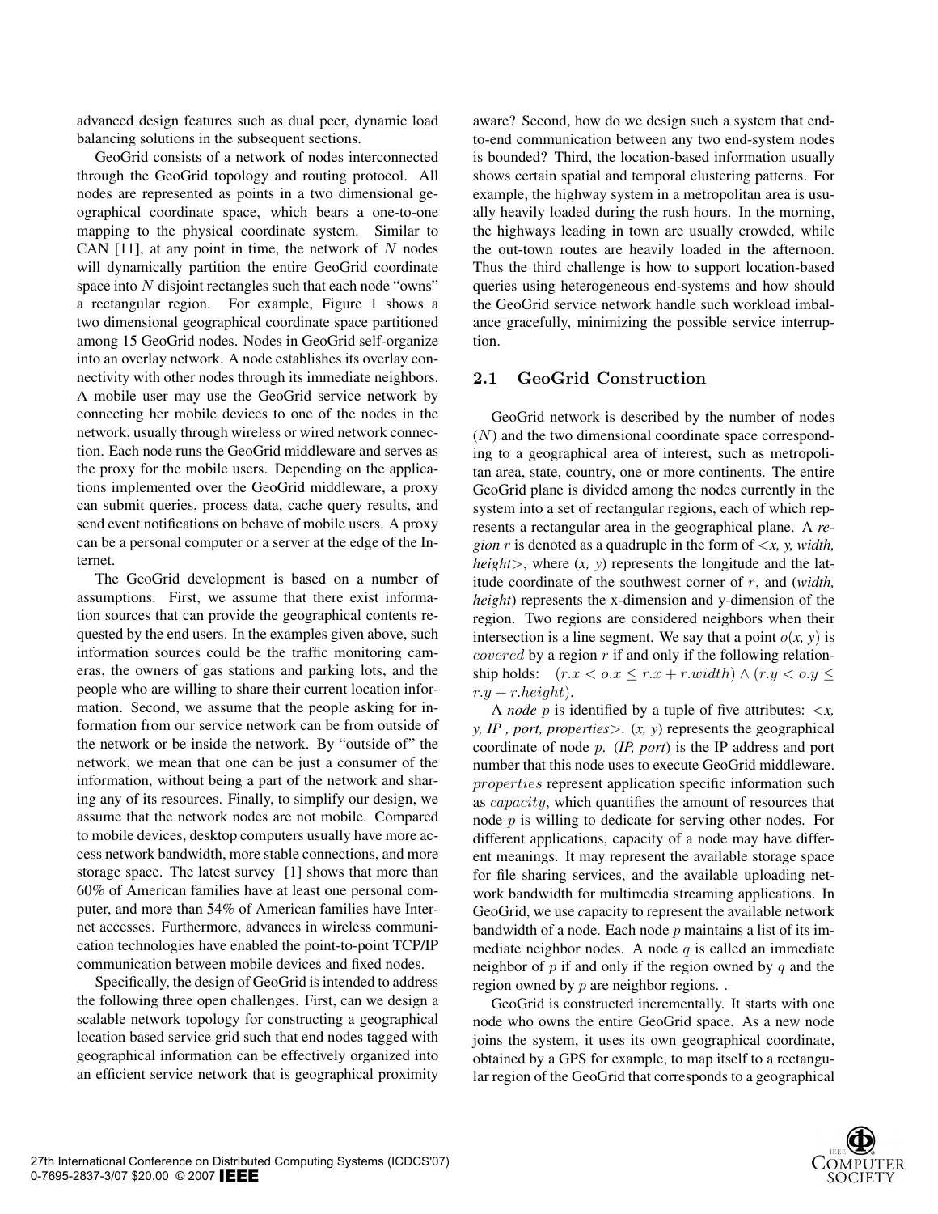advanced design features such as dual peer, dynamic load balancing solutions in the subsequent sections.

GeoGrid consists of a network of nodes interconnected through the GeoGrid topology and routing protocol. All nodes are represented as points in a two dimensional geographical coordinate space, which bears a one-to-one mapping to the physical coordinate system. Similar to CAN [11], at any point in time, the network of $N$ nodes will dynamically partition the entire GeoGrid coordinate space into $N$ disjoint rectangles such that each node "owns" a rectangular region. For example, Figure 1 shows a two dimensional geographical coordinate space partitioned among 15 GeoGrid nodes. Nodes in GeoGrid self-organize into an overlay network. A node establishes its overlay connectivity with other nodes through its immediate neighbors. A mobile user may use the GeoGrid service network by connecting her mobile devices to one of the nodes in the network, usually through wireless or wired network connection. Each node runs the GeoGrid middleware and serves as the proxy for the mobile users. Depending on the applications implemented over the GeoGrid middleware, a proxy can submit queries, process data, cache query results, and send event notifications on behave of mobile users. A proxy can be a personal computer or a server at the edge of the Internet.

The GeoGrid development is based on a number of assumptions. First, we assume that there exist information sources that can provide the geographical contents requested by the end users. In the examples given above, such information sources could be the traffic monitoring cameras, the owners of gas stations and parking lots, and the people who are willing to share their current location information. Second, we assume that the people asking for information from our service network can be from outside of the network or be inside the network. By "outside of" the network, we mean that one can be just a consumer of the information, without being a part of the network and sharing any of its resources. Finally, to simplify our design, we assume that the network nodes are not mobile. Compared to mobile devices, desktop computers usually have more access network bandwidth, more stable connections, and more storage space. The latest survey [1] shows that more than 60% of American families have at least one personal computer, and more than 54% of American families have Internet accesses. Furthermore, advances in wireless communication technologies have enabled the point-to-point TCP/IP communication between mobile devices and fixed nodes.

Specifically, the design of GeoGrid is intended to address the following three open challenges. First, can we design a scalable network topology for constructing a geographical location based service grid such that end nodes tagged with geographical information can be effectively organized into an efficient service network that is geographical proximity aware? Second, how do we design such a system that end-to-end communication between any two end-system nodes is bounded? Third, the location-based information usually shows certain spatial and temporal clustering patterns. For example, the highway system in a metropolitan area is usually heavily loaded during the rush hours. In the morning, the highways leading in town are usually crowded, while the out-town routes are heavily loaded in the afternoon. Thus the third challenge is how to support location-based queries using heterogeneous end-systems and how should the GeoGrid service network handle such workload imbalance gracefully, minimizing the possible service interruption.

## 2.1 GeoGrid Construction

GeoGrid network is described by the number of nodes ($N$) and the two dimensional coordinate space corresponding to a geographical area of interest, such as metropolitan area, state, country, one or more continents. The entire GeoGrid plane is divided among the nodes currently in the system into a set of rectangular regions, each of which represents a rectangular area in the geographical plane. A *region* $r$ is denoted as a quadruple in the form of <*x, y, width, height*>, where (*x, y*) represents the longitude and the latitude coordinate of the southwest corner of $r$, and (*width, height*) represents the x-dimension and y-dimension of the region. Two regions are considered neighbors when their intersection is a line segment. We say that a point $o(x, y)$ is $covered$ by a region $r$ if and only if the following relationship holds: $(r.x < o.x \leq r.x + r.width) \wedge (r.y < o.y \leq r.y + r.height)$.

A *node* $p$ is identified by a tuple of five attributes: <*x, y, IP , port, properties*>. (*x, y*) represents the geographical coordinate of node $p$. (*IP, port*) is the IP address and port number that this node uses to execute GeoGrid middleware. $properties$ represent application specific information such as $capacity$, which quantifies the amount of resources that node $p$ is willing to dedicate for serving other nodes. For different applications, capacity of a node may have different meanings. It may represent the available storage space for file sharing services, and the available uploading network bandwidth for multimedia streaming applications. In GeoGrid, we use *c*apacity to represent the available network bandwidth of a node. Each node $p$ maintains a list of its immediate neighbor nodes. A node $q$ is called an immediate neighbor of $p$ if and only if the region owned by $q$ and the region owned by $p$ are neighbor regions. .

GeoGrid is constructed incrementally. It starts with one node who owns the entire GeoGrid space. As a new node joins the system, it uses its own geographical coordinate, obtained by a GPS for example, to map itself to a rectangular region of the GeoGrid that corresponds to a geographical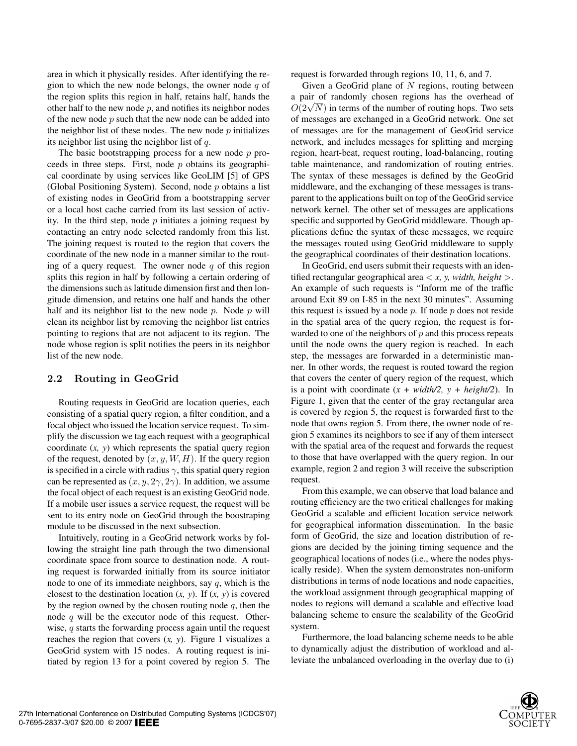area in which it physically resides. After identifying the region to which the new node belongs, the owner node $q$ of the region splits this region in half, retains half, hands the other half to the new node $p$, and notifies its neighbor nodes of the new node $p$ such that the new node can be added into the neighbor list of these nodes. The new node $p$ initializes its neighbor list using the neighbor list of $q$.

The basic bootstrapping process for a new node $p$ proceeds in three steps. First, node $p$ obtains its geographical coordinate by using services like GeoLIM [5] of GPS (Global Positioning System). Second, node $p$ obtains a list of existing nodes in GeoGrid from a bootstrapping server or a local host cache carried from its last session of activity. In the third step, node $p$ initiates a joining request by contacting an entry node selected randomly from this list. The joining request is routed to the region that covers the coordinate of the new node in a manner similar to the routing of a query request. The owner node $q$ of this region splits this region in half by following a certain ordering of the dimensions such as latitude dimension first and then longitude dimension, and retains one half and hands the other half and its neighbor list to the new node $p$. Node $p$ will clean its neighbor list by removing the neighbor list entries pointing to regions that are not adjacent to its region. The node whose region is split notifies the peers in its neighbor list of the new node.

## 2.2 Routing in GeoGrid

Routing requests in GeoGrid are location queries, each consisting of a spatial query region, a filter condition, and a focal object who issued the location service request. To simplify the discussion we tag each request with a geographical coordinate *(x, y)* which represents the spatial query region of the request, denoted by $(x, y, W, H)$. If the query region is specified in a circle with radius $\gamma$, this spatial query region can be represented as $(x, y, 2\gamma, 2\gamma)$. In addition, we assume the focal object of each request is an existing GeoGrid node. If a mobile user issues a service request, the request will be sent to its entry node on GeoGrid through the boostraping module to be discussed in the next subsection.

Intuitively, routing in a GeoGrid network works by following the straight line path through the two dimensional coordinate space from source to destination node. A routing request is forwarded initially from its source initiator node to one of its immediate neighbors, say $q$, which is the closest to the destination location *(x, y)*. If *(x, y)* is covered by the region owned by the chosen routing node $q$, then the node $q$ will be the executor node of this request. Otherwise, $q$ starts the forwarding process again until the request reaches the region that covers *(x, y)*. Figure 1 visualizes a GeoGrid system with 15 nodes. A routing request is initiated by region 13 for a point covered by region 5. The request is forwarded through regions 10, 11, 6, and 7.

Given a GeoGrid plane of $N$ regions, routing between a pair of randomly chosen regions has the overhead of $O(2\sqrt{N})$ in terms of the number of routing hops. Two sets of messages are exchanged in a GeoGrid network. One set of messages are for the management of GeoGrid service network, and includes messages for splitting and merging region, heart-beat, request routing, load-balancing, routing table maintenance, and randomization of routing entries. The syntax of these messages is defined by the GeoGrid middleware, and the exchanging of these messages is transparent to the applications built on top of the GeoGrid service network kernel. The other set of messages are applications specific and supported by GeoGrid middleware. Though applications define the syntax of these messages, we require the messages routed using GeoGrid middleware to supply the geographical coordinates of their destination locations.

In GeoGrid, end users submit their requests with an identified rectangular geographical area $<$ *x, y, width, height* $>$. An example of such requests is "Inform me of the traffic around Exit 89 on I-85 in the next 30 minutes". Assuming this request is issued by a node $p$. If node $p$ does not reside in the spatial area of the query region, the request is forwarded to one of the neighbors of $p$ and this process repeats until the node owns the query region is reached. In each step, the messages are forwarded in a deterministic manner. In other words, the request is routed toward the region that covers the center of query region of the request, which is a point with coordinate (*x + width/2, y + height/2*). In Figure 1, given that the center of the gray rectangular area is covered by region 5, the request is forwarded first to the node that owns region 5. From there, the owner node of region 5 examines its neighbors to see if any of them intersect with the spatial area of the request and forwards the request to those that have overlapped with the query region. In our example, region 2 and region 3 will receive the subscription request.

From this example, we can observe that load balance and routing efficiency are the two critical challenges for making GeoGrid a scalable and efficient location service network for geographical information dissemination. In the basic form of GeoGrid, the size and location distribution of regions are decided by the joining timing sequence and the geographical locations of nodes (i.e., where the nodes physically reside). When the system demonstrates non-uniform distributions in terms of node locations and node capacities, the workload assignment through geographical mapping of nodes to regions will demand a scalable and effective load balancing scheme to ensure the scalability of the GeoGrid system.

Furthermore, the load balancing scheme needs to be able to dynamically adjust the distribution of workload and alleviate the unbalanced overloading in the overlay due to (i)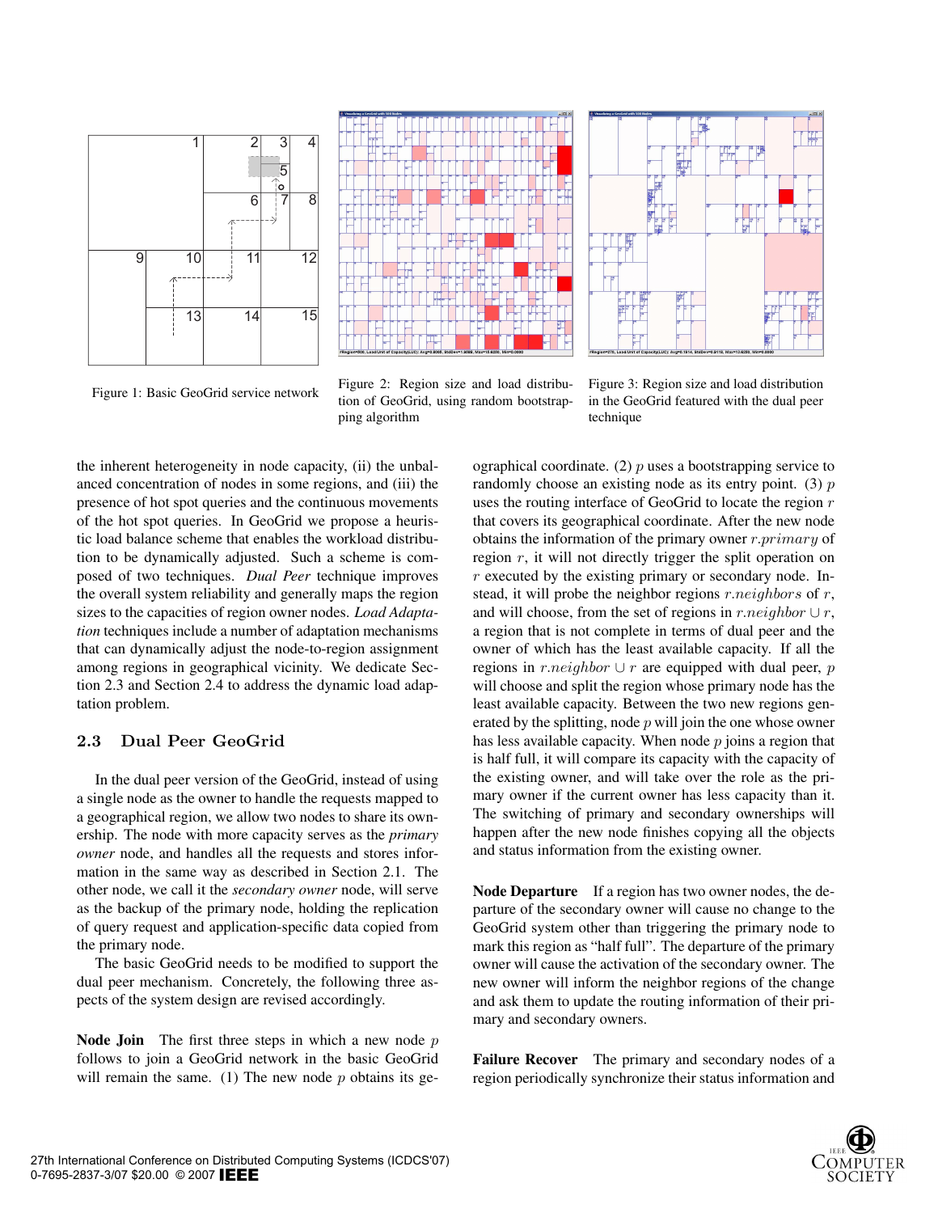1 2 3 4 5 6 7 8 9 10 11 12 13 14 15

Figure 1: Basic GeoGrid service network

Figure 2: Region size and load distribution of GeoGrid, using random bootstrapping algorithm

Figure 3: Region size and load distribution in the GeoGrid featured with the dual peer technique

the inherent heterogeneity in node capacity, (ii) the unbalanced concentration of nodes in some regions, and (iii) the presence of hot spot queries and the continuous movements of the hot spot queries. In GeoGrid we propose a heuristic load balance scheme that enables the workload distribution to be dynamically adjusted. Such a scheme is composed of two techniques. *Dual Peer* technique improves the overall system reliability and generally maps the region sizes to the capacities of region owner nodes. *Load Adaptation* techniques include a number of adaptation mechanisms that can dynamically adjust the node-to-region assignment among regions in geographical vicinity. We dedicate Section 2.3 and Section 2.4 to address the dynamic load adaptation problem.

## 2.3 Dual Peer GeoGrid

In the dual peer version of the GeoGrid, instead of using a single node as the owner to handle the requests mapped to a geographical region, we allow two nodes to share its ownership. The node with more capacity serves as the *primary owner* node, and handles all the requests and stores information in the same way as described in Section 2.1. The other node, we call it the *secondary owner* node, will serve as the backup of the primary node, holding the replication of query request and application-specific data copied from the primary node.

The basic GeoGrid needs to be modified to support the dual peer mechanism. Concretely, the following three aspects of the system design are revised accordingly.

**Node Join** The first three steps in which a new node $p$ follows to join a GeoGrid network in the basic GeoGrid will remain the same. (1) The new node $p$ obtains its geographical coordinate. (2) $p$ uses a bootstrapping service to randomly choose an existing node as its entry point. (3) $p$ uses the routing interface of GeoGrid to locate the region $r$ that covers its geographical coordinate. After the new node obtains the information of the primary owner $r.primary$ of region $r$, it will not directly trigger the split operation on $r$ executed by the existing primary or secondary node. Instead, it will probe the neighbor regions $r.neighbors$ of $r$, and will choose, from the set of regions in $r.neighbor \cup r$, a region that is not complete in terms of dual peer and the owner of which has the least available capacity. If all the regions in $r.neighbor \cup r$ are equipped with dual peer, $p$ will choose and split the region whose primary node has the least available capacity. Between the two new regions generated by the splitting, node $p$ will join the one whose owner has less available capacity. When node $p$ joins a region that is half full, it will compare its capacity with the capacity of the existing owner, and will take over the role as the primary owner if the current owner has less capacity than it. The switching of primary and secondary ownerships will happen after the new node finishes copying all the objects and status information from the existing owner.

**Node Departure** If a region has two owner nodes, the departure of the secondary owner will cause no change to the GeoGrid system other than triggering the primary node to mark this region as "half full". The departure of the primary owner will cause the activation of the secondary owner. The new owner will inform the neighbor regions of the change and ask them to update the routing information of their primary and secondary owners.

**Failure Recover** The primary and secondary nodes of a region periodically synchronize their status information and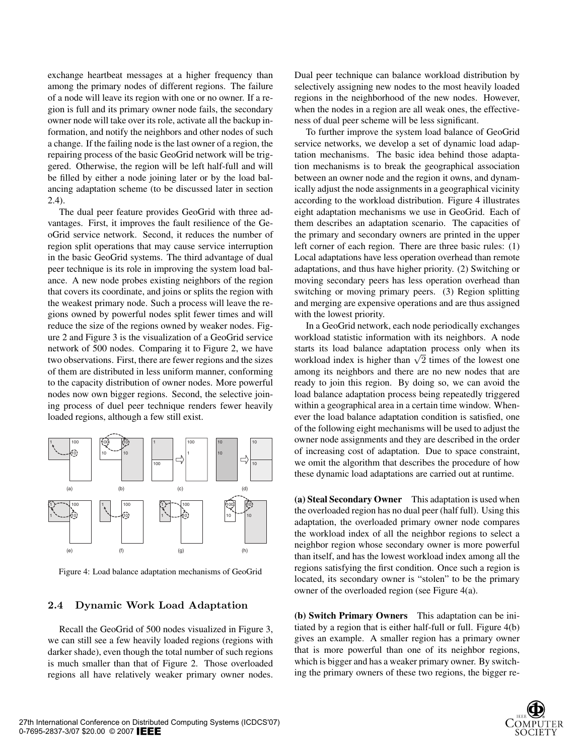exchange heartbeat messages at a higher frequency than among the primary nodes of different regions. The failure of a node will leave its region with one or no owner. If a region is full and its primary owner node fails, the secondary owner node will take over its role, activate all the backup information, and notify the neighbors and other nodes of such a change. If the failing node is the last owner of a region, the repairing process of the basic GeoGrid network will be triggered. Otherwise, the region will be left half-full and will be filled by either a node joining later or by the load balancing adaptation scheme (to be discussed later in section 2.4).

The dual peer feature provides GeoGrid with three advantages. First, it improves the fault resilience of the GeoGrid service network. Second, it reduces the number of region split operations that may cause service interruption in the basic GeoGrid systems. The third advantage of dual peer technique is its role in improving the system load balance. A new node probes existing neighbors of the region that covers its coordinate, and joins or splits the region with the weakest primary node. Such a process will leave the regions owned by powerful nodes split fewer times and will reduce the size of the regions owned by weaker nodes. Figure 2 and Figure 3 is the visualization of a GeoGrid service network of 500 nodes. Comparing it to Figure 2, we have two observations. First, there are fewer regions and the sizes of them are distributed in less uniform manner, conforming to the capacity distribution of owner nodes. More powerful nodes now own bigger regions. Second, the selective joining process of duel peer technique renders fewer heavily loaded regions, although a few still exist.

1
100
10
(a)
100
10
10
10
(b)
1
100
100
1
(c)
10
10
10
10
(d)
1
1
100
10
(e)
1
100
10
(f)
1
1
100
10
(g)
100
10
10
10
(h)

Figure 4: Load balance adaptation mechanisms of GeoGrid

## 2.4 Dynamic Work Load Adaptation

Recall the GeoGrid of 500 nodes visualized in Figure 3, we can still see a few heavily loaded regions (regions with darker shade), even though the total number of such regions is much smaller than that of Figure 2. Those overloaded regions all have relatively weaker primary owner nodes. Dual peer technique can balance workload distribution by selectively assigning new nodes to the most heavily loaded regions in the neighborhood of the new nodes. However, when the nodes in a region are all weak ones, the effectiveness of dual peer scheme will be less significant.

To further improve the system load balance of GeoGrid service networks, we develop a set of dynamic load adaptation mechanisms. The basic idea behind those adaptation mechanisms is to break the geographical association between an owner node and the region it owns, and dynamically adjust the node assignments in a geographical vicinity according to the workload distribution. Figure 4 illustrates eight adaptation mechanisms we use in GeoGrid. Each of them describes an adaptation scenario. The capacities of the primary and secondary owners are printed in the upper left corner of each region. There are three basic rules: (1) Local adaptations have less operation overhead than remote adaptations, and thus have higher priority. (2) Switching or moving secondary peers has less operation overhead than switching or moving primary peers. (3) Region splitting and merging are expensive operations and are thus assigned with the lowest priority.

In a GeoGrid network, each node periodically exchanges workload statistic information with its neighbors. A node starts its load balance adaptation process only when its workload index is higher than $\sqrt{2}$ times of the lowest one among its neighbors and there are no new nodes that are ready to join this region. By doing so, we can avoid the load balance adaptation process being repeatedly triggered within a geographical area in a certain time window. Whenever the load balance adaptation condition is satisfied, one of the following eight mechanisms will be used to adjust the owner node assignments and they are described in the order of increasing cost of adaptation. Due to space constraint, we omit the algorithm that describes the procedure of how these dynamic load adaptations are carried out at runtime.

**(a) Steal Secondary Owner** This adaptation is used when the overloaded region has no dual peer (half full). Using this adaptation, the overloaded primary owner node compares the workload index of all the neighbor regions to select a neighbor region whose secondary owner is more powerful than itself, and has the lowest workload index among all the regions satisfying the first condition. Once such a region is located, its secondary owner is "stolen" to be the primary owner of the overloaded region (see Figure 4(a).

**(b) Switch Primary Owners** This adaptation can be initiated by a region that is either half-full or full. Figure 4(b) gives an example. A smaller region has a primary owner that is more powerful than one of its neighbor regions, which is bigger and has a weaker primary owner. By switching the primary owners of these two regions, the bigger re-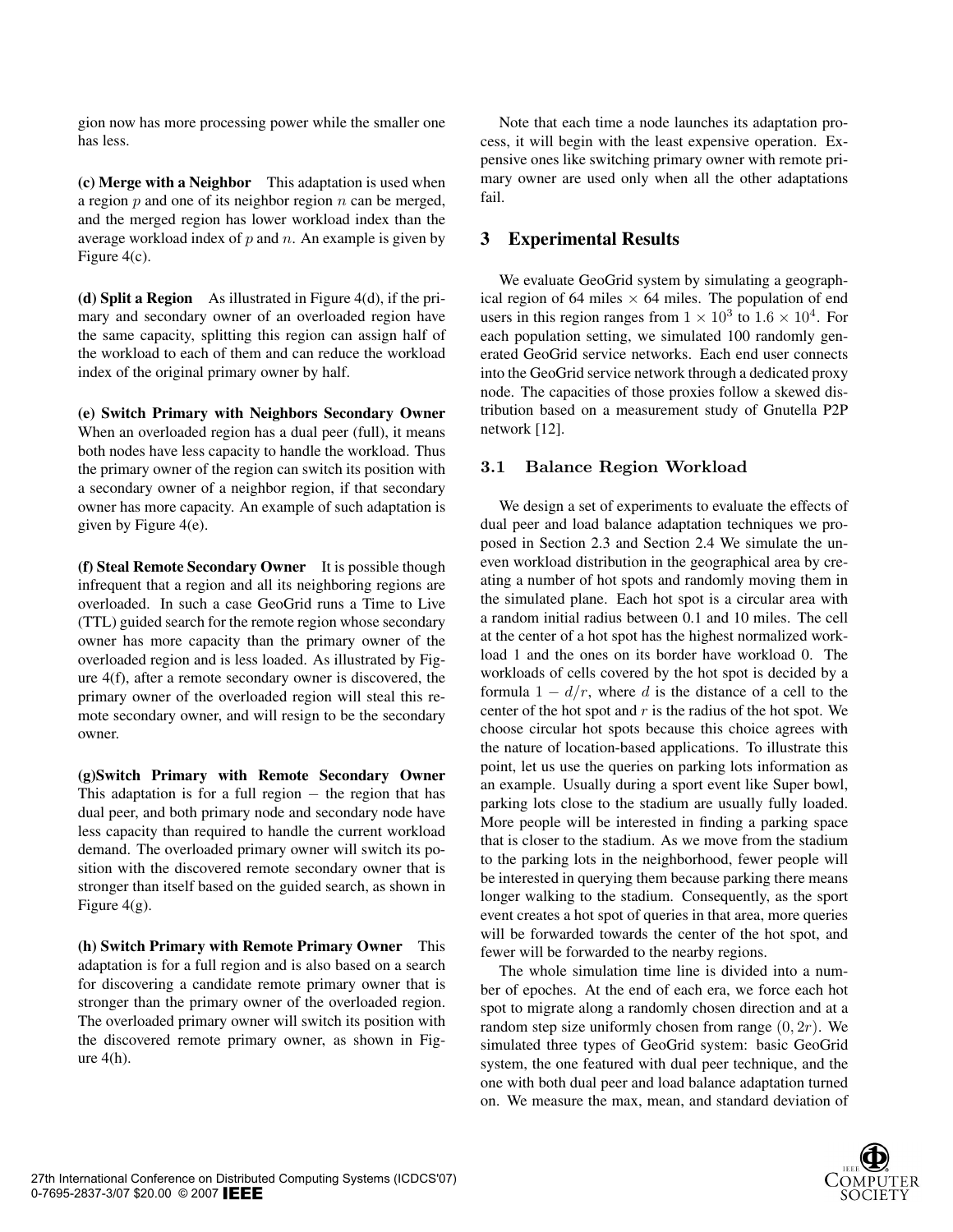gion now has more processing power while the smaller one has less.

**(c) Merge with a Neighbor** This adaptation is used when a region $p$ and one of its neighbor region $n$ can be merged, and the merged region has lower workload index than the average workload index of $p$ and $n$. An example is given by Figure 4(c).

**(d) Split a Region** As illustrated in Figure 4(d), if the primary and secondary owner of an overloaded region have the same capacity, splitting this region can assign half of the workload to each of them and can reduce the workload index of the original primary owner by half.

**(e) Switch Primary with Neighbors Secondary Owner** When an overloaded region has a dual peer (full), it means both nodes have less capacity to handle the workload. Thus the primary owner of the region can switch its position with a secondary owner of a neighbor region, if that secondary owner has more capacity. An example of such adaptation is given by Figure 4(e).

**(f) Steal Remote Secondary Owner** It is possible though infrequent that a region and all its neighboring regions are overloaded. In such a case GeoGrid runs a Time to Live (TTL) guided search for the remote region whose secondary owner has more capacity than the primary owner of the overloaded region and is less loaded. As illustrated by Figure 4(f), after a remote secondary owner is discovered, the primary owner of the overloaded region will steal this remote secondary owner, and will resign to be the secondary owner.

**(g)Switch Primary with Remote Secondary Owner** This adaptation is for a full region – the region that has dual peer, and both primary node and secondary node have less capacity than required to handle the current workload demand. The overloaded primary owner will switch its position with the discovered remote secondary owner that is stronger than itself based on the guided search, as shown in Figure 4(g).

**(h) Switch Primary with Remote Primary Owner** This adaptation is for a full region and is also based on a search for discovering a candidate remote primary owner that is stronger than the primary owner of the overloaded region. The overloaded primary owner will switch its position with the discovered remote primary owner, as shown in Figure 4(h).

Note that each time a node launches its adaptation process, it will begin with the least expensive operation. Expensive ones like switching primary owner with remote primary owner are used only when all the other adaptations fail.

## 3 Experimental Results

We evaluate GeoGrid system by simulating a geographical region of 64 miles $\times$ 64 miles. The population of end users in this region ranges from $1 \times 10^3$ to $1.6 \times 10^4$. For each population setting, we simulated 100 randomly generated GeoGrid service networks. Each end user connects into the GeoGrid service network through a dedicated proxy node. The capacities of those proxies follow a skewed distribution based on a measurement study of Gnutella P2P network [12].

### 3.1 Balance Region Workload

We design a set of experiments to evaluate the effects of dual peer and load balance adaptation techniques we proposed in Section 2.3 and Section 2.4 We simulate the uneven workload distribution in the geographical area by creating a number of hot spots and randomly moving them in the simulated plane. Each hot spot is a circular area with a random initial radius between 0.1 and 10 miles. The cell at the center of a hot spot has the highest normalized workload 1 and the ones on its border have workload 0. The workloads of cells covered by the hot spot is decided by a formula $1 - d/r$, where $d$ is the distance of a cell to the center of the hot spot and $r$ is the radius of the hot spot. We choose circular hot spots because this choice agrees with the nature of location-based applications. To illustrate this point, let us use the queries on parking lots information as an example. Usually during a sport event like Super bowl, parking lots close to the stadium are usually fully loaded. More people will be interested in finding a parking space that is closer to the stadium. As we move from the stadium to the parking lots in the neighborhood, fewer people will be interested in querying them because parking there means longer walking to the stadium. Consequently, as the sport event creates a hot spot of queries in that area, more queries will be forwarded towards the center of the hot spot, and fewer will be forwarded to the nearby regions.

The whole simulation time line is divided into a number of epoches. At the end of each era, we force each hot spot to migrate along a randomly chosen direction and at a random step size uniformly chosen from range $(0, 2r)$. We simulated three types of GeoGrid system: basic GeoGrid system, the one featured with dual peer technique, and the one with both dual peer and load balance adaptation turned on. We measure the max, mean, and standard deviation of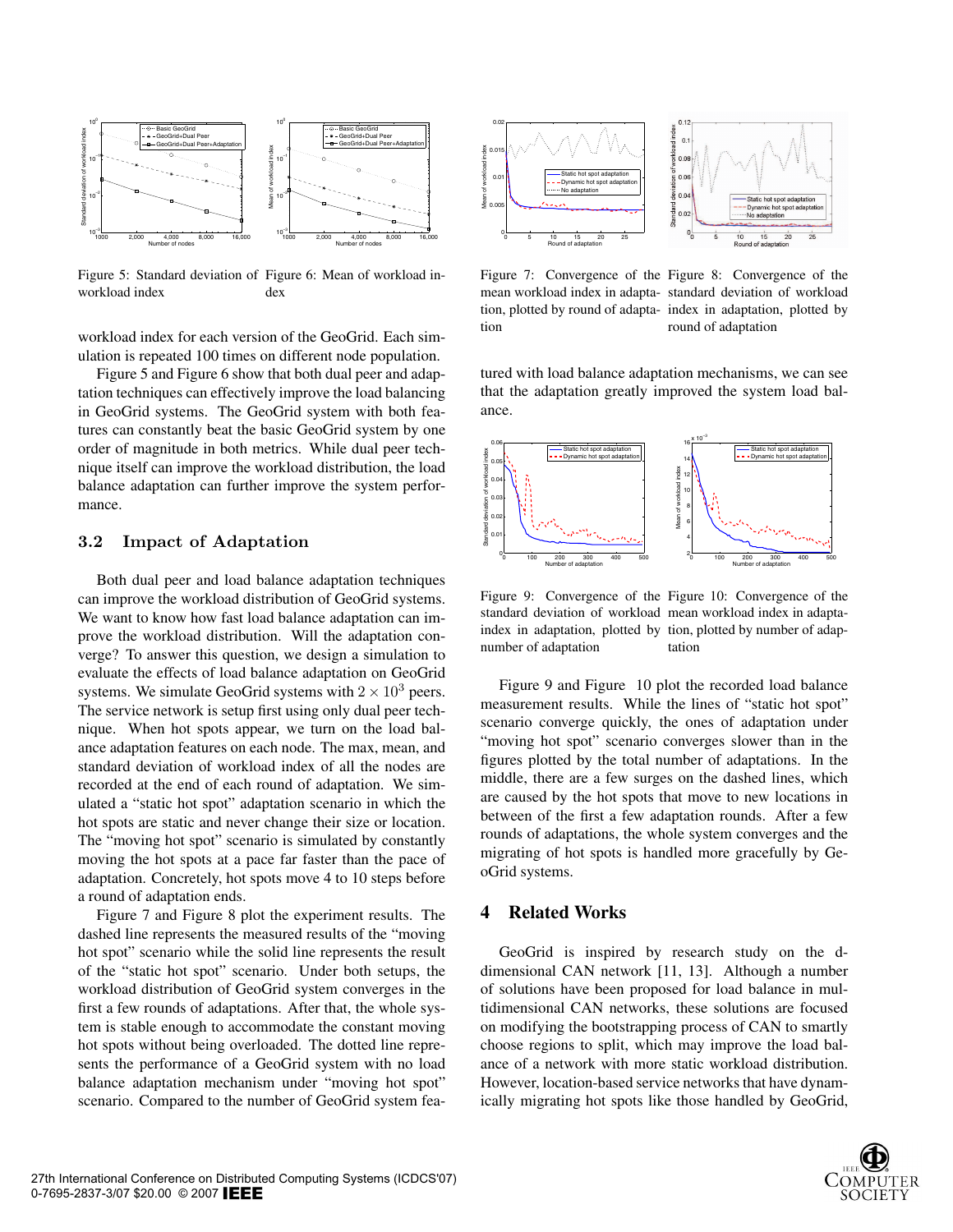10^0

10^-1

10^-2

10^-3

Standard deviation of workload index

Basic GeoGrid
GeoGrid+Dual Peer
GeoGrid+Dual Peer+Adaptation

1000 2,000 4,000 8,000 16,000
Number of nodes

Figure 5: Standard deviation of workload index

10^0

10^-1

10^-2

10^-3

Mean of workload index

Basic GeoGrid
GeoGrid+Dual Peer
GeoGrid+Dual Peer+Adaptation

1000 2,000 4,000 8,000 16,000
Number of nodes

Figure 6: Mean of workload index

workload index for each version of the GeoGrid. Each simulation is repeated 100 times on different node population.

Figure 5 and Figure 6 show that both dual peer and adaptation techniques can effectively improve the load balancing in GeoGrid systems. The GeoGrid system with both features can constantly beat the basic GeoGrid system by one order of magnitude in both metrics. While dual peer technique itself can improve the workload distribution, the load balance adaptation can further improve the system performance.

## 3.2 Impact of Adaptation

Both dual peer and load balance adaptation techniques can improve the workload distribution of GeoGrid systems. We want to know how fast load balance adaptation can improve the workload distribution. Will the adaptation converge? To answer this question, we design a simulation to evaluate the effects of load balance adaptation on GeoGrid systems. We simulate GeoGrid systems with $2 \times 10^3$ peers. The service network is setup first using only dual peer technique. When hot spots appear, we turn on the load balance adaptation features on each node. The max, mean, and standard deviation of workload index of all the nodes are recorded at the end of each round of adaptation. We simulated a "static hot spot" adaptation scenario in which the hot spots are static and never change their size or location. The "moving hot spot" scenario is simulated by constantly moving the hot spots at a pace far faster than the pace of adaptation. Concretely, hot spots move 4 to 10 steps before a round of adaptation ends.

Figure 7 and Figure 8 plot the experiment results. The dashed line represents the measured results of the "moving hot spot" scenario while the solid line represents the result of the "static hot spot" scenario. Under both setups, the workload distribution of GeoGrid system converges in the first a few rounds of adaptations. After that, the whole system is stable enough to accommodate the constant moving hot spots without being overloaded. The dotted line represents the performance of a GeoGrid system with no load balance adaptation mechanism under "moving hot spot" scenario. Compared to the number of GeoGrid system fea-

0.02

0.015

0.01

0.005

0

Mean of workload index

Static hot spot adaptation
Dynamic hot spot adaptation
No adaptation

0 5 10 15 20 25
Round of adaptation

Figure 7: Convergence of the mean workload index in adaptation, plotted by round of adaptation

0.12

0.1

0.08

0.06

0.04

0.02

0

Standard deviation of workload index

Static hot spot adaptation
Dynamic hot spot adaptation
No adaptation

0 5 10 15 20 25
Round of adaptation

Figure 8: Convergence of the standard deviation of workload index in adaptation, plotted by round of adaptation

tured with load balance adaptation mechanisms, we can see that the adaptation greatly improved the system load balance.

0.06

0.05

0.04

0.03

0.02

0.01

0

Standard deviation of workload index

Static hot spot adaptation
Dynamic hot spot adaptation

0 100 200 300 400 500
Number of adaptation

Figure 9: Convergence of the standard deviation of workload index in adaptation, plotted by number of adaptation

x 10^-3

16

14

12

10

8

6

4

2

Mean of workload index

Static hot spot adaptation
Dynamic hot spot adaptation

0 100 200 300 400 500
Number of adaptation

Figure 10: Convergence of the mean workload index in adaptation, plotted by number of adaptation

Figure 9 and Figure 10 plot the recorded load balance measurement results. While the lines of "static hot spot" scenario converge quickly, the ones of adaptation under "moving hot spot" scenario converges slower than in the figures plotted by the total number of adaptations. In the middle, there are a few surges on the dashed lines, which are caused by the hot spots that move to new locations in between of the first a few adaptation rounds. After a few rounds of adaptations, the whole system converges and the migrating of hot spots is handled more gracefully by GeoGrid systems.

# 4 Related Works

GeoGrid is inspired by research study on the d-dimensional CAN network [11, 13]. Although a number of solutions have been proposed for load balance in multidimensional CAN networks, these solutions are focused on modifying the bootstrapping process of CAN to smartly choose regions to split, which may improve the load balance of a network with more static workload distribution. However, location-based service networks that have dynamically migrating hot spots like those handled by GeoGrid,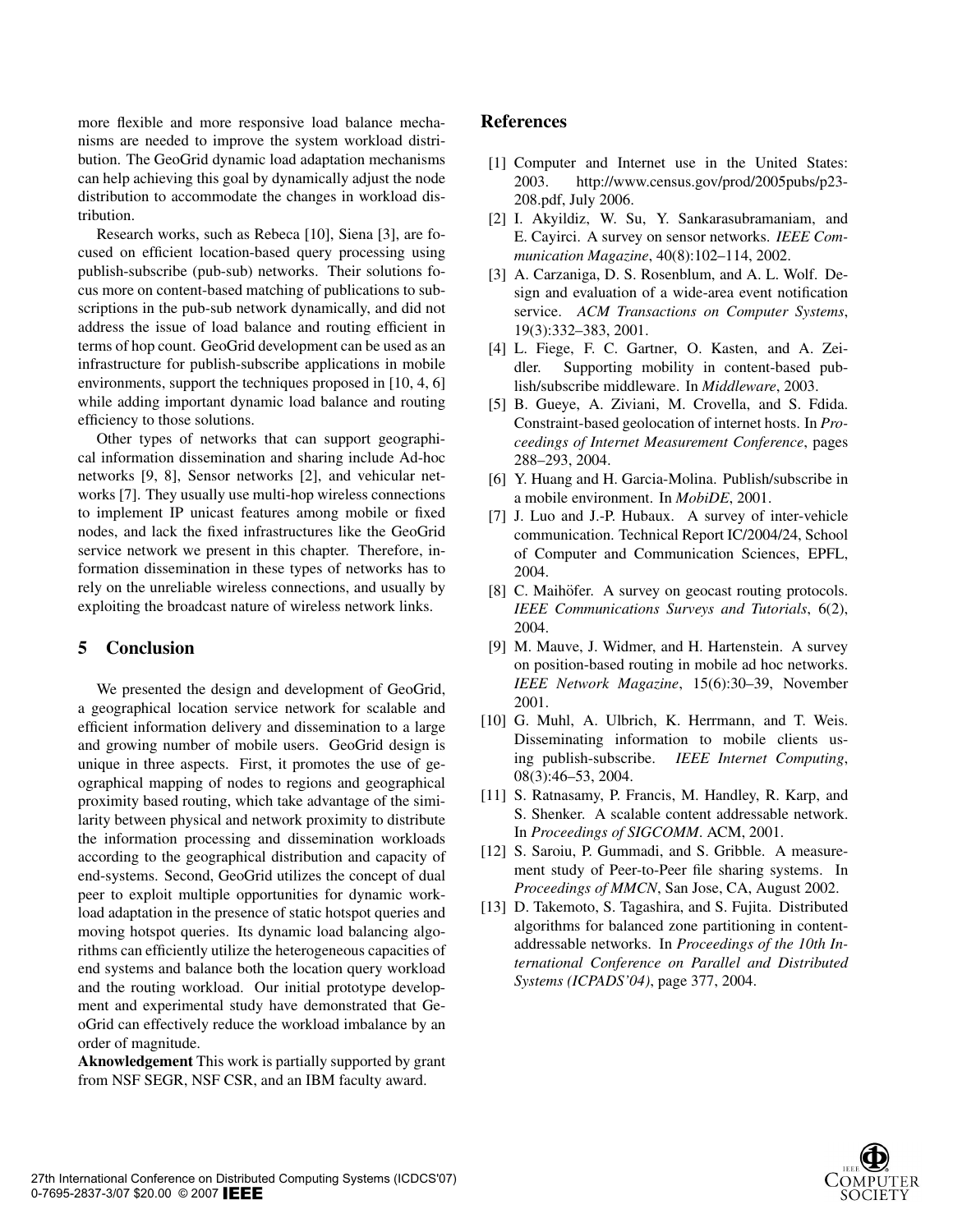more flexible and more responsive load balance mechanisms are needed to improve the system workload distribution. The GeoGrid dynamic load adaptation mechanisms can help achieving this goal by dynamically adjust the node distribution to accommodate the changes in workload distribution.

Research works, such as Rebeca [10], Siena [3], are focused on efficient location-based query processing using publish-subscribe (pub-sub) networks. Their solutions focus more on content-based matching of publications to subscriptions in the pub-sub network dynamically, and did not address the issue of load balance and routing efficient in terms of hop count. GeoGrid development can be used as an infrastructure for publish-subscribe applications in mobile environments, support the techniques proposed in [10, 4, 6] while adding important dynamic load balance and routing efficiency to those solutions.

Other types of networks that can support geographical information dissemination and sharing include Ad-hoc networks [9, 8], Sensor networks [2], and vehicular networks [7]. They usually use multi-hop wireless connections to implement IP unicast features among mobile or fixed nodes, and lack the fixed infrastructures like the GeoGrid service network we present in this chapter. Therefore, information dissemination in these types of networks has to rely on the unreliable wireless connections, and usually by exploiting the broadcast nature of wireless network links.

## 5 Conclusion

We presented the design and development of GeoGrid, a geographical location service network for scalable and efficient information delivery and dissemination to a large and growing number of mobile users. GeoGrid design is unique in three aspects. First, it promotes the use of geographical mapping of nodes to regions and geographical proximity based routing, which take advantage of the similarity between physical and network proximity to distribute the information processing and dissemination workloads according to the geographical distribution and capacity of end-systems. Second, GeoGrid utilizes the concept of dual peer to exploit multiple opportunities for dynamic workload adaptation in the presence of static hotspot queries and moving hotspot queries. Its dynamic load balancing algorithms can efficiently utilize the heterogeneous capacities of end systems and balance both the location query workload and the routing workload. Our initial prototype development and experimental study have demonstrated that GeoGrid can effectively reduce the workload imbalance by an order of magnitude.

**Aknowledgement** This work is partially supported by grant from NSF SEGR, NSF CSR, and an IBM faculty award.

## References

[1] Computer and Internet use in the United States: 2003. http://www.census.gov/prod/2005pubs/p23-208.pdf, July 2006.

[2] I. Akyildiz, W. Su, Y. Sankarasubramaniam, and E. Cayirci. A survey on sensor networks. *IEEE Communication Magazine*, 40(8):102–114, 2002.

[3] A. Carzaniga, D. S. Rosenblum, and A. L. Wolf. Design and evaluation of a wide-area event notification service. *ACM Transactions on Computer Systems*, 19(3):332–383, 2001.

[4] L. Fiege, F. C. Gartner, O. Kasten, and A. Zeidler. Supporting mobility in content-based publish/subscribe middleware. In *Middleware*, 2003.

[5] B. Gueye, A. Ziviani, M. Crovella, and S. Fdida. Constraint-based geolocation of internet hosts. In *Proceedings of Internet Measurement Conference*, pages 288–293, 2004.

[6] Y. Huang and H. Garcia-Molina. Publish/subscribe in a mobile environment. In *MobiDE*, 2001.

[7] J. Luo and J.-P. Hubaux. A survey of inter-vehicle communication. Technical Report IC/2004/24, School of Computer and Communication Sciences, EPFL, 2004.

[8] C. Maihöfer. A survey on geocast routing protocols. *IEEE Communications Surveys and Tutorials*, 6(2), 2004.

[9] M. Mauve, J. Widmer, and H. Hartenstein. A survey on position-based routing in mobile ad hoc networks. *IEEE Network Magazine*, 15(6):30–39, November 2001.

[10] G. Muhl, A. Ulbrich, K. Herrmann, and T. Weis. Disseminating information to mobile clients using publish-subscribe. *IEEE Internet Computing*, 08(3):46–53, 2004.

[11] S. Ratnasamy, P. Francis, M. Handley, R. Karp, and S. Shenker. A scalable content addressable network. In *Proceedings of SIGCOMM*. ACM, 2001.

[12] S. Saroiu, P. Gummadi, and S. Gribble. A measurement study of Peer-to-Peer file sharing systems. In *Proceedings of MMCN*, San Jose, CA, August 2002.

[13] D. Takemoto, S. Tagashira, and S. Fujita. Distributed algorithms for balanced zone partitioning in content-addressable networks. In *Proceedings of the 10th International Conference on Parallel and Distributed Systems (ICPADS'04)*, page 377, 2004.